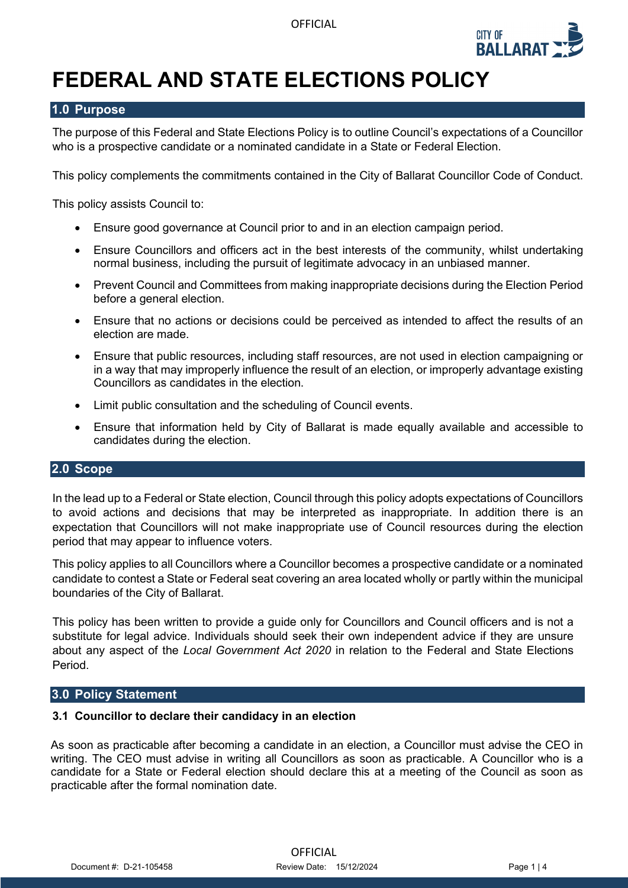# FEDERAL AND STATE ELECTIONS POLICY

## 1.0 Purpose

The purpose of this Federal and State Elections Policy is to outline Council's expectations of a Councillor who is a prospective candidate or a nominated candidate in a State or Federal Election.

This policy complements the commitments contained in the City of Ballarat Councillor Code of Conduct.

This policy assists Council to:

- Ensure good governance at Council prior to and in an election campaign period.
- Ensure Councillors and officers act in the best interests of the community, whilst undertaking normal business, including the pursuit of legitimate advocacy in an unbiased manner.
- Prevent Council and Committees from making inappropriate decisions during the Election Period before a general election.
- Ensure that no actions or decisions could be perceived as intended to affect the results of an election are made.
- Ensure that public resources, including staff resources, are not used in election campaigning or in a way that may improperly influence the result of an election, or improperly advantage existing Councillors as candidates in the election.
- Limit public consultation and the scheduling of Council events.
- Ensure that information held by City of Ballarat is made equally available and accessible to candidates during the election.

## 2.0 Scope

In the lead up to a Federal or State election, Council through this policy adopts expectations of Councillors to avoid actions and decisions that may be interpreted as inappropriate. In addition there is an expectation that Councillors will not make inappropriate use of Council resources during the election period that may appear to influence voters.

This policy applies to all Councillors where a Councillor becomes a prospective candidate or a nominated candidate to contest a State or Federal seat covering an area located wholly or partly within the municipal boundaries of the City of Ballarat.

This policy has been written to provide a guide only for Councillors and Council officers and is not a substitute for legal advice. Individuals should seek their own independent advice if they are unsure about any aspect of the *Local Government Act 2020* in relation to the Federal and State Elections Period.

## 3.0 Policy Statement

### 3.1 Councillor to declare their candidacy in an election

As soon as practicable after becoming a candidate in an election, a Councillor must advise the CEO in writing. The CEO must advise in writing all Councillors as soon as practicable. A Councillor who is a candidate for a State or Federal election should declare this at a meeting of the Council as soon as practicable after the formal nomination date.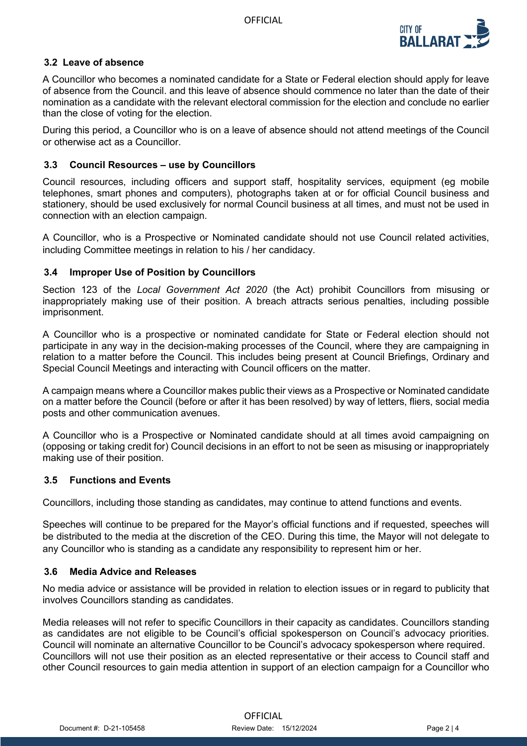### 3.2 Leave of absence

A Councillor who becomes a nominated candidate for a State or Federal election should apply for leave of absence from the Council. and this leave of absence should commence no later than the date of their nomination as a candidate with the relevant electoral commission for the election and conclude no earlier than the close of voting for the election.

During this period, a Councillor who is on a leave of absence should not attend meetings of the Council or otherwise act as a Councillor.

### 3.3 Council Resources – use by Councillors

Council resources, including officers and support staff, hospitality services, equipment (eg mobile telephones, smart phones and computers), photographs taken at or for official Council business and stationery, should be used exclusively for normal Council business at all times, and must not be used in connection with an election campaign.

A Councillor, who is a Prospective or Nominated candidate should not use Council related activities, including Committee meetings in relation to his / her candidacy.

### 3.4 Improper Use of Position by Councillors

Section 123 of the *Local Government Act 2020* (the Act) prohibit Councillors from misusing or inappropriately making use of their position. A breach attracts serious penalties, including possible imprisonment.

A Councillor who is a prospective or nominated candidate for State or Federal election should not participate in any way in the decision-making processes of the Council, where they are campaigning in relation to a matter before the Council. This includes being present at Council Briefings, Ordinary and Special Council Meetings and interacting with Council officers on the matter.

A campaign means where a Councillor makes public their views as a Prospective or Nominated candidate on a matter before the Council (before or after it has been resolved) by way of letters, fliers, social media posts and other communication avenues.

A Councillor who is a Prospective or Nominated candidate should at all times avoid campaigning on (opposing or taking credit for) Council decisions in an effort to not be seen as misusing or inappropriately making use of their position.

### 3.5 Functions and Events

Councillors, including those standing as candidates, may continue to attend functions and events.

Speeches will continue to be prepared for the Mayor's official functions and if requested, speeches will be distributed to the media at the discretion of the CEO. During this time, the Mayor will not delegate to any Councillor who is standing as a candidate any responsibility to represent him or her.

### 3.6 Media Advice and Releases

No media advice or assistance will be provided in relation to election issues or in regard to publicity that involves Councillors standing as candidates.

Media releases will not refer to specific Councillors in their capacity as candidates. Councillors standing as candidates are not eligible to be Council's official spokesperson on Council's advocacy priorities. Council will nominate an alternative Councillor to be Council's advocacy spokesperson where required. Councillors will not use their position as an elected representative or their access to Council staff and other Council resources to gain media attention in support of an election campaign for a Councillor who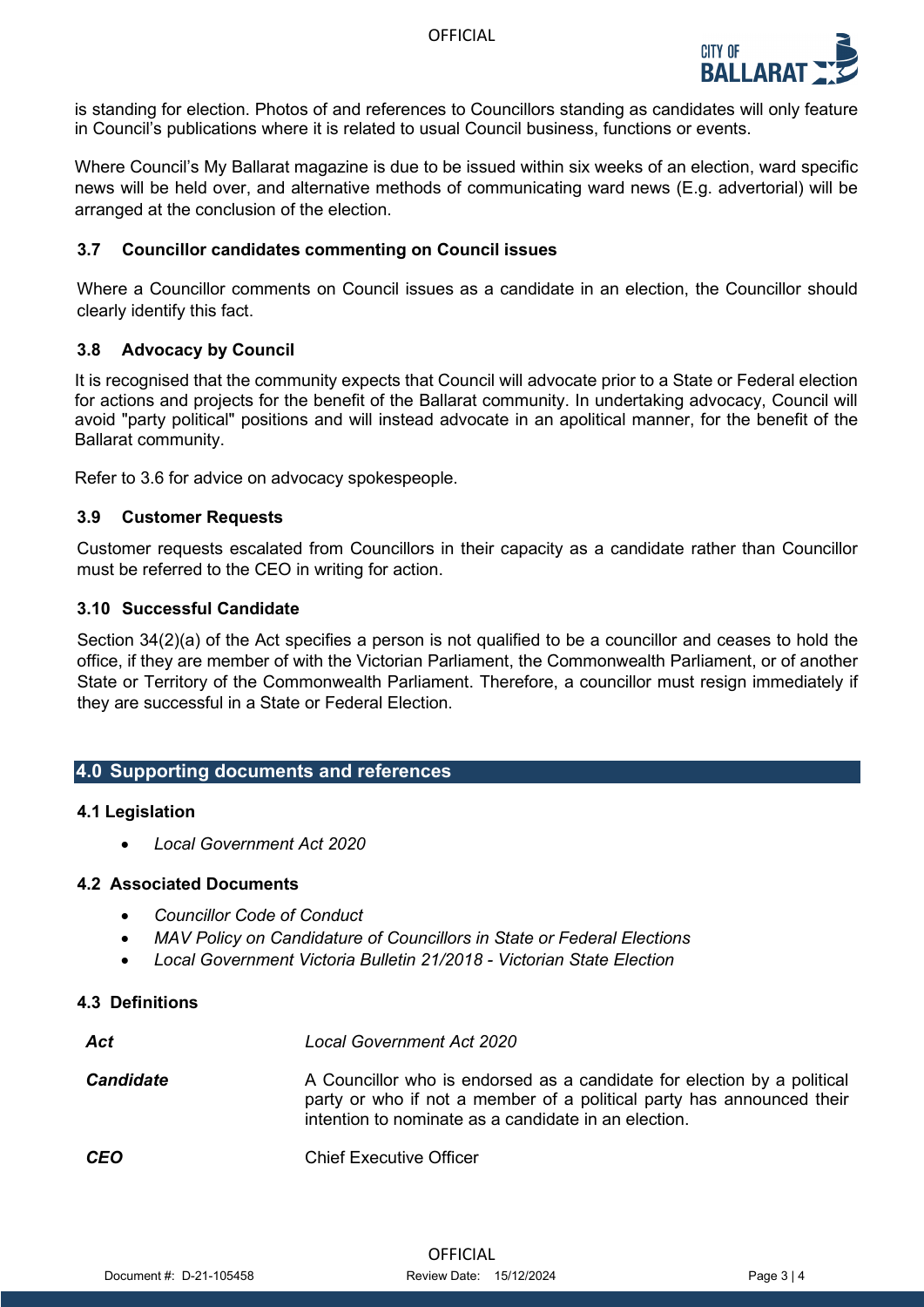is standing for election. Photos of and references to Councillors standing as candidates will only feature in Council's publications where it is related to usual Council business, functions or events.

Where Council's My Ballarat magazine is due to be issued within six weeks of an election, ward specific news will be held over, and alternative methods of communicating ward news (E.g. advertorial) will be arranged at the conclusion of the election.

### 3.7 Councillor candidates commenting on Council issues

Where a Councillor comments on Council issues as a candidate in an election, the Councillor should clearly identify this fact.

### 3.8 Advocacy by Council

It is recognised that the community expects that Council will advocate prior to a State or Federal election for actions and projects for the benefit of the Ballarat community. In undertaking advocacy, Council will avoid "party political" positions and will instead advocate in an apolitical manner, for the benefit of the Ballarat community.

Refer to 3.6 for advice on advocacy spokespeople.

### 3.9 Customer Requests

Customer requests escalated from Councillors in their capacity as a candidate rather than Councillor must be referred to the CEO in writing for action.

### 3.10 Successful Candidate

Section 34(2)(a) of the Act specifies a person is not qualified to be a councillor and ceases to hold the office, if they are member of with the Victorian Parliament, the Commonwealth Parliament, or of another State or Territory of the Commonwealth Parliament. Therefore, a councillor must resign immediately if they are successful in a State or Federal Election.

## 4.0 Supporting documents and references

### 4.1 Legislation

- *Local Government Act 2020*

### 4.2 Associated Documents

- *Councillor Code of Conduct*
- *MAV Policy on Candidature of Councillors in State or Federal Elections*
- *Local Government Victoria Bulletin 21/2018 - Victorian State Election*

### 4.3 Definitions

| | |
|---|---|
| ***Act*** | *Local Government Act 2020* |
| ***Candidate*** | A Councillor who is endorsed as a candidate for election by a political party or who if not a member of a political party has announced their intention to nominate as a candidate in an election. |
| ***CEO*** | Chief Executive Officer |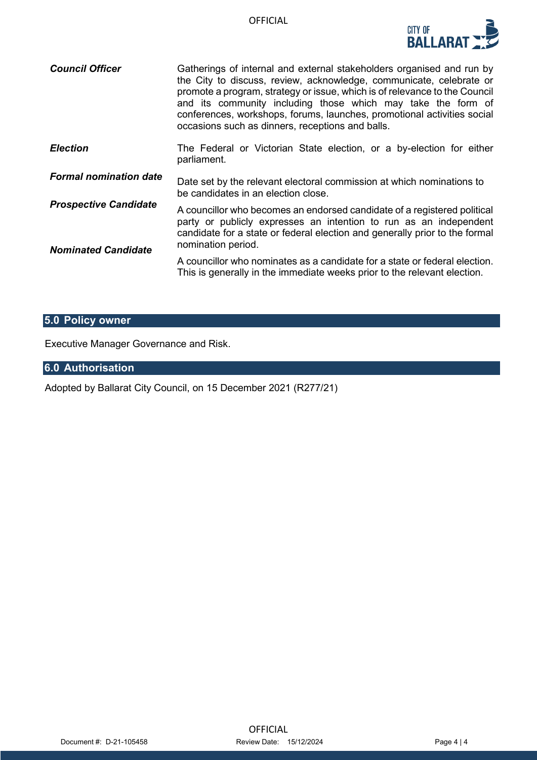| | |
|---|---|
| ***Council Officer*** | Gatherings of internal and external stakeholders organised and run by the City to discuss, review, acknowledge, communicate, celebrate or promote a program, strategy or issue, which is of relevance to the Council and its community including those which may take the form of conferences, workshops, forums, launches, promotional activities social occasions such as dinners, receptions and balls. |
| ***Election*** | The Federal or Victorian State election, or a by-election for either parliament. |
| ***Formal nomination date*** | Date set by the relevant electoral commission at which nominations to be candidates in an election close. |
| ***Prospective Candidate*** | A councillor who becomes an endorsed candidate of a registered political party or publicly expresses an intention to run as an independent candidate for a state or federal election and generally prior to the formal nomination period. |
| ***Nominated Candidate*** | A councillor who nominates as a candidate for a state or federal election. This is generally in the immediate weeks prior to the relevant election. |

## 5.0 Policy owner

Executive Manager Governance and Risk.

## 6.0 Authorisation

Adopted by Ballarat City Council, on 15 December 2021 (R277/21)